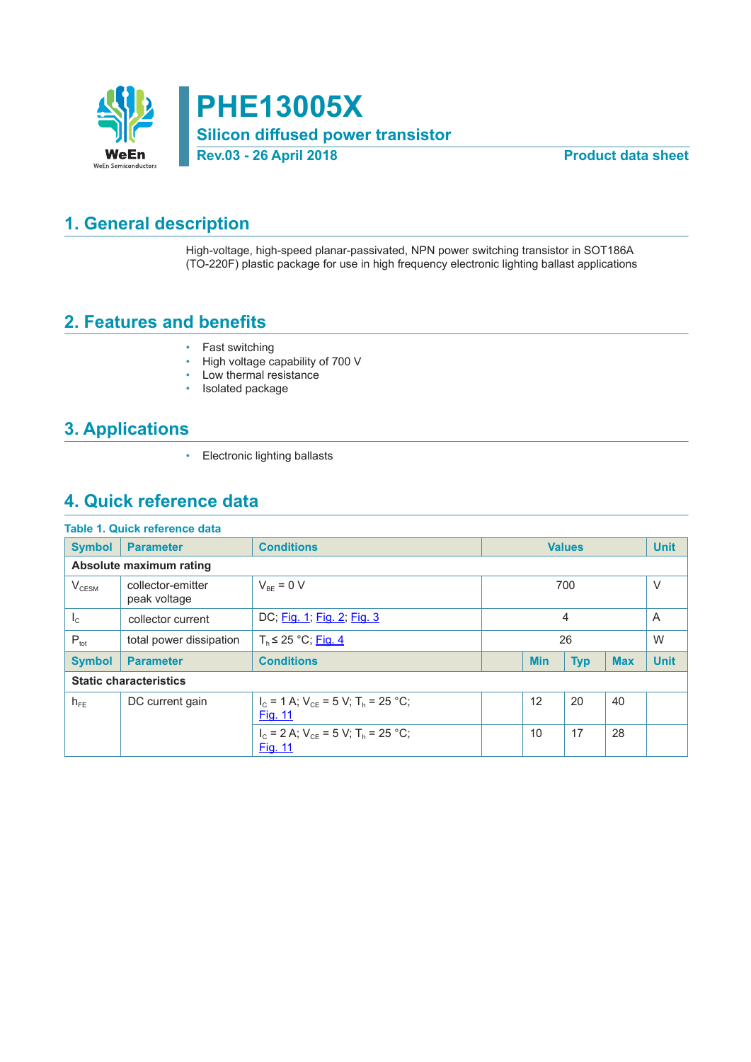# PHE13005X

**Silicon diffused power transistor**

**Rev.03 - 26 April 2018** **Product data sheet**

## 1. General description

High-voltage, high-speed planar-passivated, NPN power switching transistor in SOT186A (TO-220F) plastic package for use in high frequency electronic lighting ballast applications

## 2. Features and benefits

- Fast switching
- High voltage capability of 700 V
- Low thermal resistance
- Isolated package

## 3. Applications

- Electronic lighting ballasts

## 4. Quick reference data

**Table 1. Quick reference data**

| Symbol | Parameter | Conditions | Min | Typ | Max | Unit |
|---|---|---|---|---|---|---|
| **Absolute maximum rating** | | | | | | |
| $V_{CESM}$ | collector-emitter peak voltage | $V_{BE}$ = 0 V | | 700 | | V |
| $I_C$ | collector current | DC; Fig. 1; Fig. 2; Fig. 3 | | 4 | | A |
| $P_{tot}$ | total power dissipation | $T_h \leq$ 25 °C; Fig. 4 | | 26 | | W |
| **Symbol** | **Parameter** | **Conditions** | **Min** | **Typ** | **Max** | **Unit** |
| **Static characteristics** | | | | | | |
| $h_{FE}$ | DC current gain | $I_C$ = 1 A; $V_{CE}$ = 5 V; $T_h$ = 25 °C; Fig. 11 | 12 | 20 | 40 | |
| | | $I_C$ = 2 A; $V_{CE}$ = 5 V; $T_h$ = 25 °C; Fig. 11 | 10 | 17 | 28 | |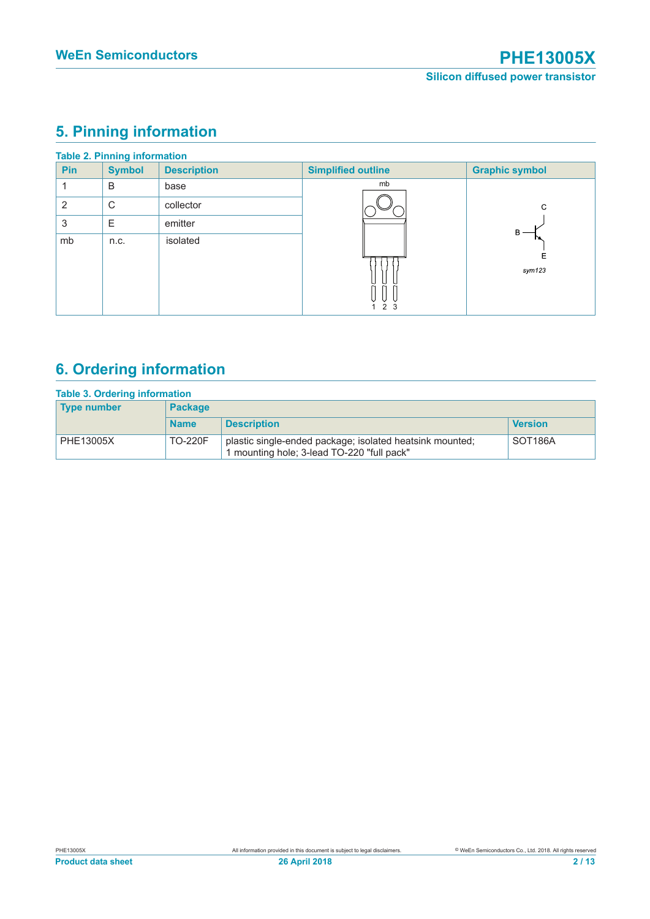## 5. Pinning information

**Table 2. Pinning information**

| Pin | Symbol | Description | Simplified outline | Graphic symbol |
|---|---|---|---|---|
| 1 | B | base | | |
| 2 | C | collector | | |
| 3 | E | emitter | | |
| mb | n.c. | isolated | | |

## 6. Ordering information

**Table 3. Ordering information**

| Type number | Package | | |
|---|---|---|---|
| | Name | Description | Version |
| PHE13005X | TO-220F | plastic single-ended package; isolated heatsink mounted; 1 mounting hole; 3-lead TO-220 "full pack" | SOT186A |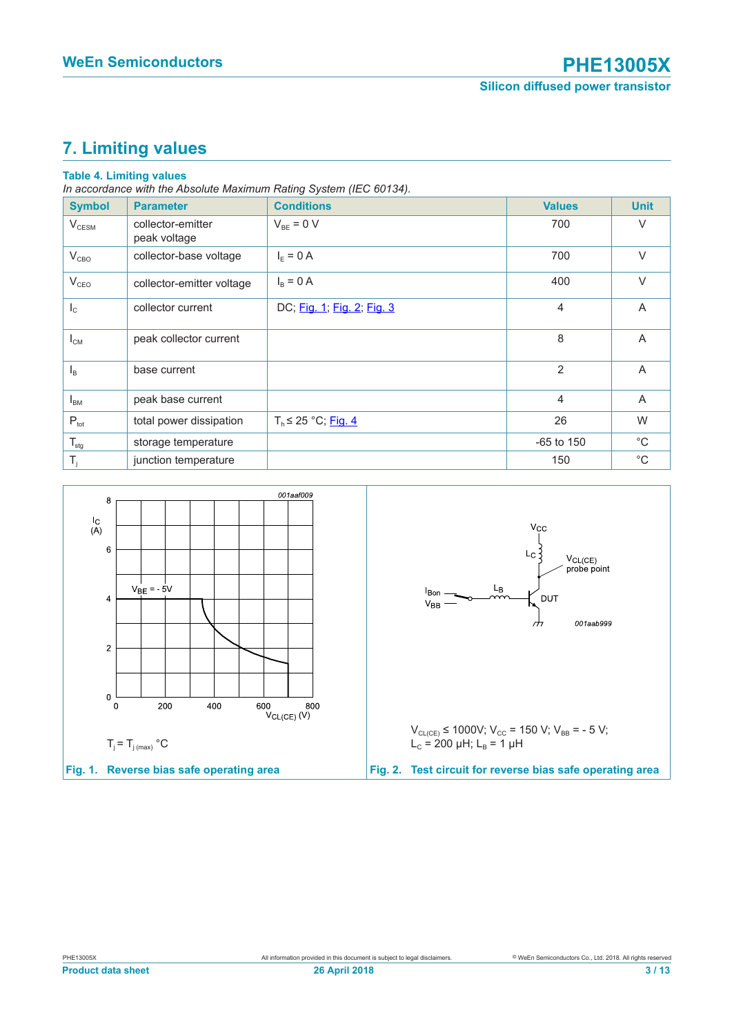# 7. Limiting values

**Table 4. Limiting values**

*In accordance with the Absolute Maximum Rating System (IEC 60134).*

| Symbol | Parameter | Conditions | Values | Unit |
|---|---|---|---|---|
| $V_{CESM}$ | collector-emitter peak voltage | $V_{BE}$ = 0 V | 700 | V |
| $V_{CBO}$ | collector-base voltage | $I_E$ = 0 A | 700 | V |
| $V_{CEO}$ | collector-emitter voltage | $I_B$ = 0 A | 400 | V |
| $I_C$ | collector current | DC; Fig. 1; Fig. 2; Fig. 3 | 4 | A |
| $I_{CM}$ | peak collector current | | 8 | A |
| $I_B$ | base current | | 2 | A |
| $I_{BM}$ | peak base current | | 4 | A |
| $P_{tot}$ | total power dissipation | $T_h \leq$ 25 °C; Fig. 4 | 26 | W |
| $T_{stg}$ | storage temperature | | -65 to 150 | °C |
| $T_j$ | junction temperature | | 150 | °C |

$T_j = T_{j\,(max)}$ °C

Fig. 1. Reverse bias safe operating area

$V_{CL(CE)} \leq$ 1000V; $V_{CC}$ = 150 V; $V_{BB}$ = - 5 V; $L_C$ = 200 µH; $L_B$ = 1 µH

Fig. 2. Test circuit for reverse bias safe operating area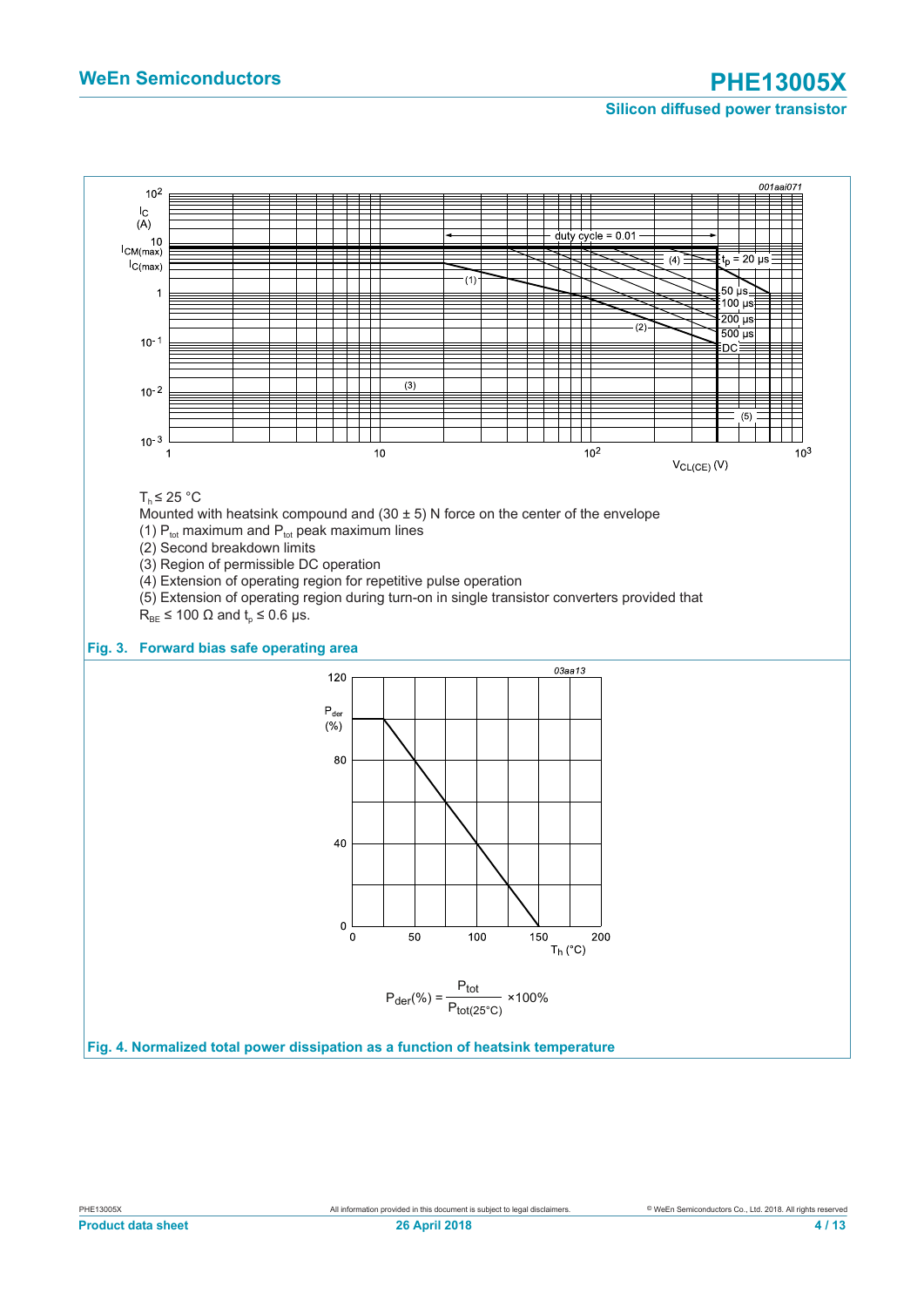$T_h \leq 25\ °C$

Mounted with heatsink compound and (30 ± 5) N force on the center of the envelope

(1) $P_{tot}$ maximum and $P_{tot}$ peak maximum lines

(2) Second breakdown limits

(3) Region of permissible DC operation

(4) Extension of operating region for repetitive pulse operation

(5) Extension of operating region during turn-on in single transistor converters provided that $R_{BE} \leq 100\ \Omega$ and $t_p \leq 0.6\ \mu s$.

**Fig. 3. Forward bias safe operating area**

$$P_{der}(\%) = \frac{P_{tot}}{P_{tot(25°C)}} \times 100\%$$

**Fig. 4. Normalized total power dissipation as a function of heatsink temperature**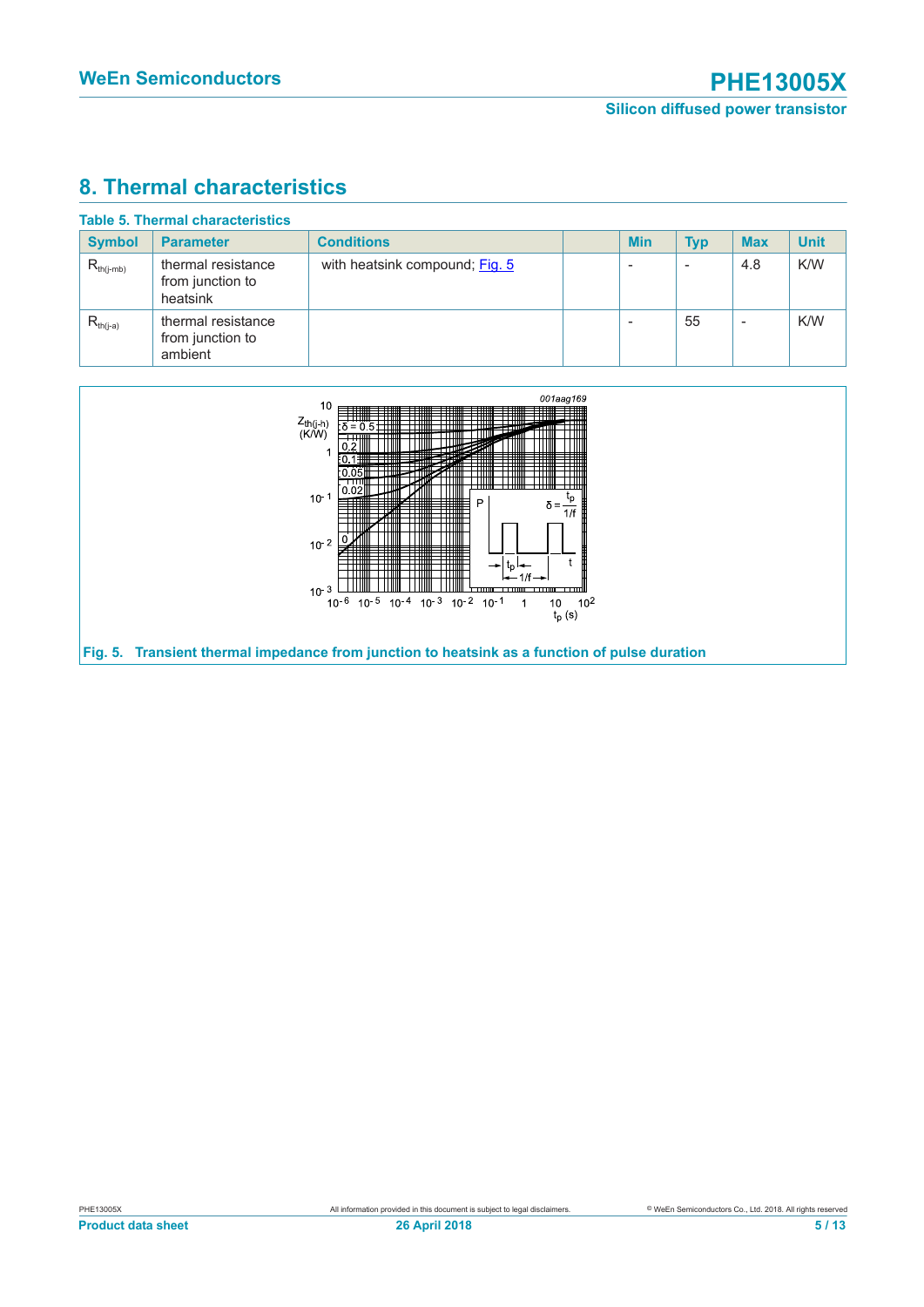## 8. Thermal characteristics

**Table 5. Thermal characteristics**

| Symbol | Parameter | Conditions | | Min | Typ | Max | Unit |
|---|---|---|---|---|---|---|---|
| $R_{th(j-mb)}$ | thermal resistance from junction to heatsink | with heatsink compound; Fig. 5 | | - | - | 4.8 | K/W |
| $R_{th(j-a)}$ | thermal resistance from junction to ambient | | | - | 55 | - | K/W |

**Fig. 5. Transient thermal impedance from junction to heatsink as a function of pulse duration**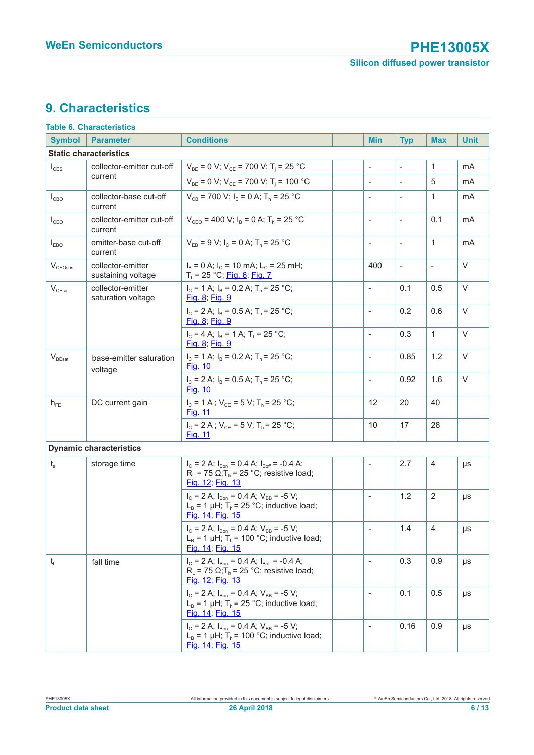## 9. Characteristics

**Table 6. Characteristics**

| Symbol | Parameter | Conditions | | Min | Typ | Max | Unit |
|---|---|---|---|---|---|---|---|
| **Static characteristics** | | | | | | | |
| $I_{CES}$ | collector-emitter cut-off current | $V_{BE}$ = 0 V; $V_{CE}$ = 700 V; $T_j$ = 25 °C | | - | - | 1 | mA |
| | | $V_{BE}$ = 0 V; $V_{CE}$ = 700 V; $T_j$ = 100 °C | | - | - | 5 | mA |
| $I_{CBO}$ | collector-base cut-off current | $V_{CB}$ = 700 V; $I_E$ = 0 A; $T_h$ = 25 °C | | - | - | 1 | mA |
| $I_{CEO}$ | collector-emitter cut-off current | $V_{CEO}$ = 400 V; $I_B$ = 0 A; $T_h$ = 25 °C | | - | - | 0.1 | mA |
| $I_{EBO}$ | emitter-base cut-off current | $V_{EB}$ = 9 V; $I_C$ = 0 A; $T_h$ = 25 °C | | - | - | 1 | mA |
| $V_{CEOsus}$ | collector-emitter sustaining voltage | $I_B$ = 0 A; $I_C$ = 10 mA; $L_C$ = 25 mH; $T_h$ = 25 °C; Fig. 6; Fig. 7 | | 400 | - | - | V |
| $V_{CEsat}$ | collector-emitter saturation voltage | $I_C$ = 1 A; $I_B$ = 0.2 A; $T_h$ = 25 °C; Fig. 8; Fig. 9 | | - | 0.1 | 0.5 | V |
| | | $I_C$ = 2 A; $I_B$ = 0.5 A; $T_h$ = 25 °C; Fig. 8; Fig. 9 | | - | 0.2 | 0.6 | V |
| | | $I_C$ = 4 A; $I_B$ = 1 A; $T_h$ = 25 °C; Fig. 8; Fig. 9 | | - | 0.3 | 1 | V |
| $V_{BEsat}$ | base-emitter saturation voltage | $I_C$ = 1 A; $I_B$ = 0.2 A; $T_h$ = 25 °C; Fig. 10 | | - | 0.85 | 1.2 | V |
| | | $I_C$ = 2 A; $I_B$ = 0.5 A; $T_h$ = 25 °C; Fig. 10 | | - | 0.92 | 1.6 | V |
| $h_{FE}$ | DC current gain | $I_C$ = 1 A ; $V_{CE}$ = 5 V; $T_h$ = 25 °C; Fig. 11 | | 12 | 20 | 40 | |
| | | $I_C$ = 2 A ; $V_{CE}$ = 5 V; $T_h$ = 25 °C; Fig. 11 | | 10 | 17 | 28 | |
| **Dynamic characteristics** | | | | | | | |
| $t_s$ | storage time | $I_C$ = 2 A; $I_{Bon}$ = 0.4 A; $I_{Boff}$ = -0.4 A; $R_L$ = 75 Ω; $T_h$ = 25 °C; resistive load; Fig. 12; Fig. 13 | | - | 2.7 | 4 | µs |
| | | $I_C$ = 2 A; $I_{Bon}$ = 0.4 A; $V_{BB}$ = -5 V; $L_B$ = 1 µH; $T_h$ = 25 °C; inductive load; Fig. 14; Fig. 15 | | - | 1.2 | 2 | µs |
| | | $I_C$ = 2 A; $I_{Bon}$ = 0.4 A; $V_{BB}$ = -5 V; $L_B$ = 1 µH; $T_h$ = 100 °C; inductive load; Fig. 14; Fig. 15 | | - | 1.4 | 4 | µs |
| $t_f$ | fall time | $I_C$ = 2 A; $I_{Bon}$ = 0.4 A; $I_{Boff}$ = -0.4 A; $R_L$ = 75 Ω; $T_h$ = 25 °C; resistive load; Fig. 12; Fig. 13 | | - | 0.3 | 0.9 | µs |
| | | $I_C$ = 2 A; $I_{Bon}$ = 0.4 A; $V_{BB}$ = -5 V; $L_B$ = 1 µH; $T_h$ = 25 °C; inductive load; Fig. 14; Fig. 15 | | - | 0.1 | 0.5 | µs |
| | | $I_C$ = 2 A; $I_{Bon}$ = 0.4 A; $V_{BB}$ = -5 V; $L_B$ = 1 µH; $T_h$ = 100 °C; inductive load; Fig. 14; Fig. 15 | | - | 0.16 | 0.9 | µs |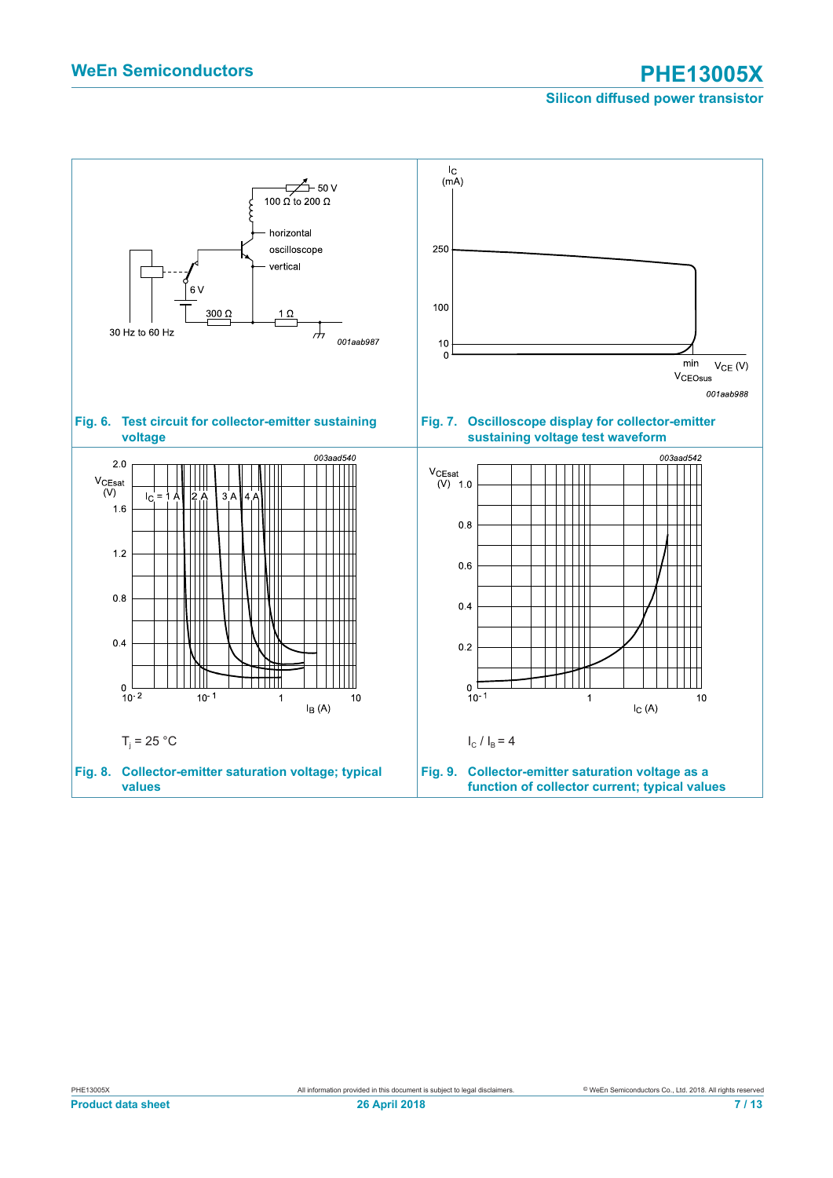Fig. 6. Test circuit for collector-emitter sustaining voltage

Fig. 7. Oscilloscope display for collector-emitter sustaining voltage test waveform

$T_j = 25\ °C$

Fig. 8. Collector-emitter saturation voltage; typical values

$I_C / I_B = 4$

Fig. 9. Collector-emitter saturation voltage as a function of collector current; typical values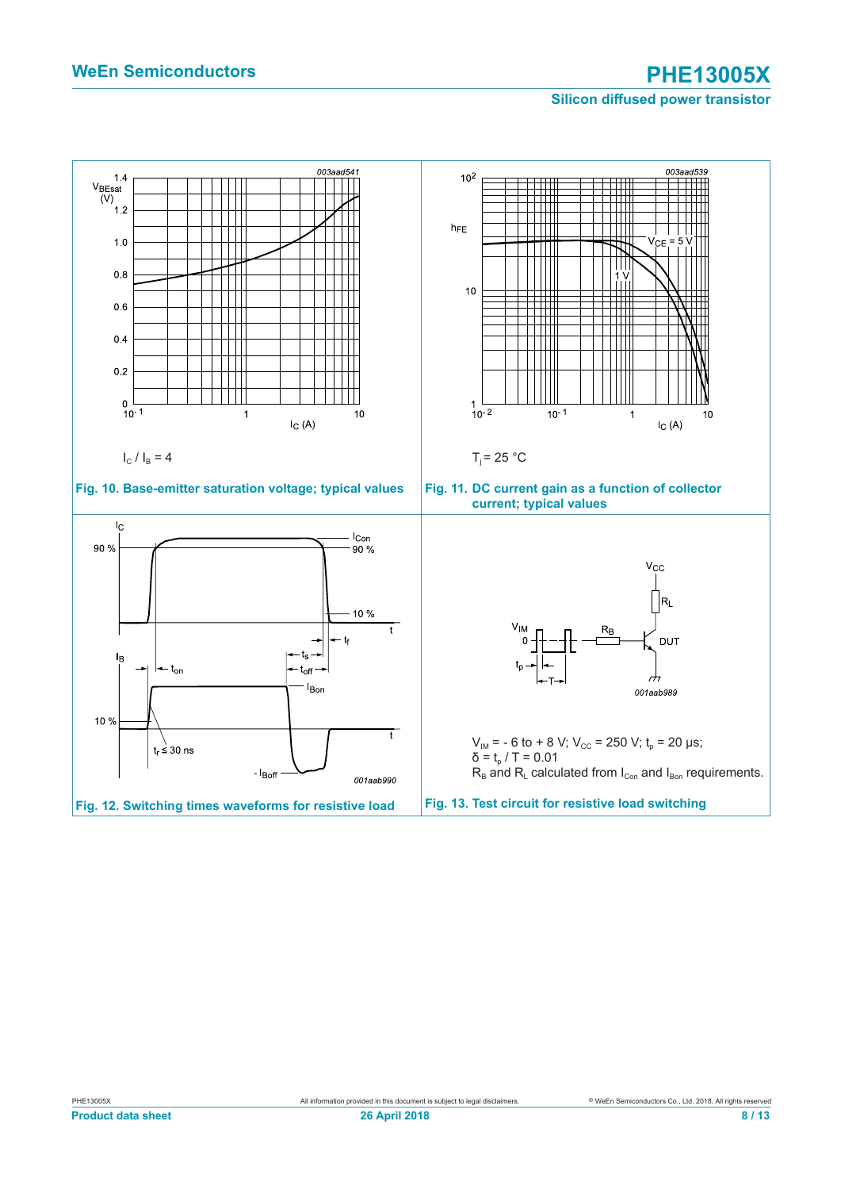$I_C / I_B = 4$

**Fig. 10. Base-emitter saturation voltage; typical values**

$T_j = 25\ °C$

**Fig. 11. DC current gain as a function of collector current; typical values**

**Fig. 12. Switching times waveforms for resistive load**

$V_{IM} = -6$ to $+8$ V; $V_{CC} = 250$ V; $t_p = 20$ µs;
$\delta = t_p / T = 0.01$
$R_B$ and $R_L$ calculated from $I_{Con}$ and $I_{Bon}$ requirements.

**Fig. 13. Test circuit for resistive load switching**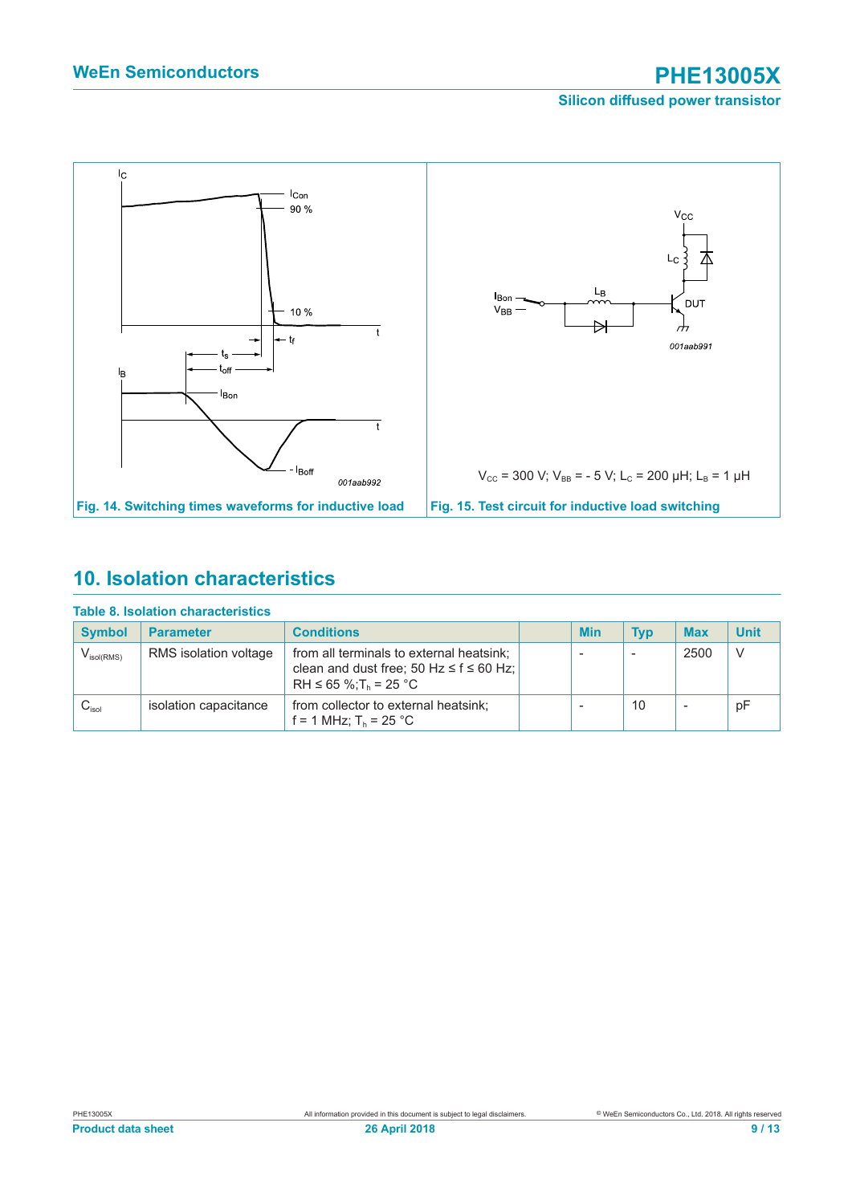Fig. 14. Switching times waveforms for inductive load

$V_{CC}$ = 300 V; $V_{BB}$ = - 5 V; $L_C$ = 200 µH; $L_B$ = 1 µH

Fig. 15. Test circuit for inductive load switching

## 10. Isolation characteristics

**Table 8. Isolation characteristics**

| Symbol | Parameter | Conditions | | Min | Typ | Max | Unit |
|---|---|---|---|---|---|---|---|
| $V_{isol(RMS)}$ | RMS isolation voltage | from all terminals to external heatsink; clean and dust free; 50 Hz ≤ f ≤ 60 Hz; RH ≤ 65 %; $T_h$ = 25 °C | | - | - | 2500 | V |
| $C_{isol}$ | isolation capacitance | from collector to external heatsink; f = 1 MHz; $T_h$ = 25 °C | | - | 10 | - | pF |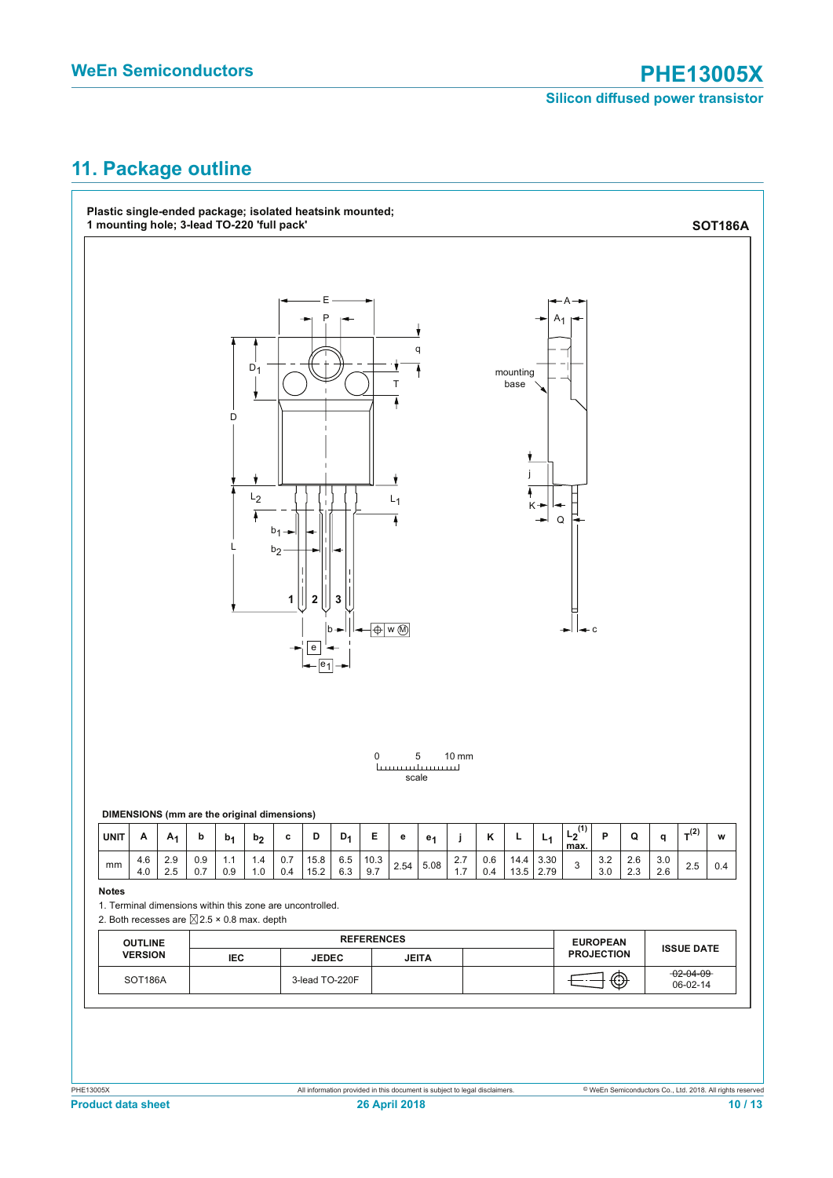## 11. Package outline

**Plastic single-ended package; isolated heatsink mounted; 1 mounting hole; 3-lead TO-220 'full pack'** **SOT186A**

**DIMENSIONS (mm are the original dimensions)**

| UNIT | A | $A_1$ | b | $b_1$ | $b_2$ | c | D | $D_1$ | E | e | $e_1$ | j | K | L | $L_1$ | $L_2^{(1)}$ max. | P | Q | q | $T^{(2)}$ | w |
|---|---|---|---|---|---|---|---|---|---|---|---|---|---|---|---|---|---|---|---|---|---|
| mm | 4.6<br>4.0 | 2.9<br>2.5 | 0.9<br>0.7 | 1.1<br>0.9 | 1.4<br>1.0 | 0.7<br>0.4 | 15.8<br>15.2 | 6.5<br>6.3 | 10.3<br>9.7 | 2.54 | 5.08 | 2.7<br>1.7 | 0.6<br>0.4 | 14.4<br>13.5 | 3.30<br>2.79 | 3 | 3.2<br>3.0 | 2.6<br>2.3 | 3.0<br>2.6 | 2.5 | 0.4 |

**Notes**

1. Terminal dimensions within this zone are uncontrolled.
2. Both recesses are ⌧2.5 × 0.8 max. depth

| OUTLINE VERSION | REFERENCES | | | | EUROPEAN PROJECTION | ISSUE DATE |
|---|---|---|---|---|---|---|
| | IEC | JEDEC | JEITA | | | |
| SOT186A | | 3-lead TO-220F | | | | ~~02-04-09~~<br>06-02-14 |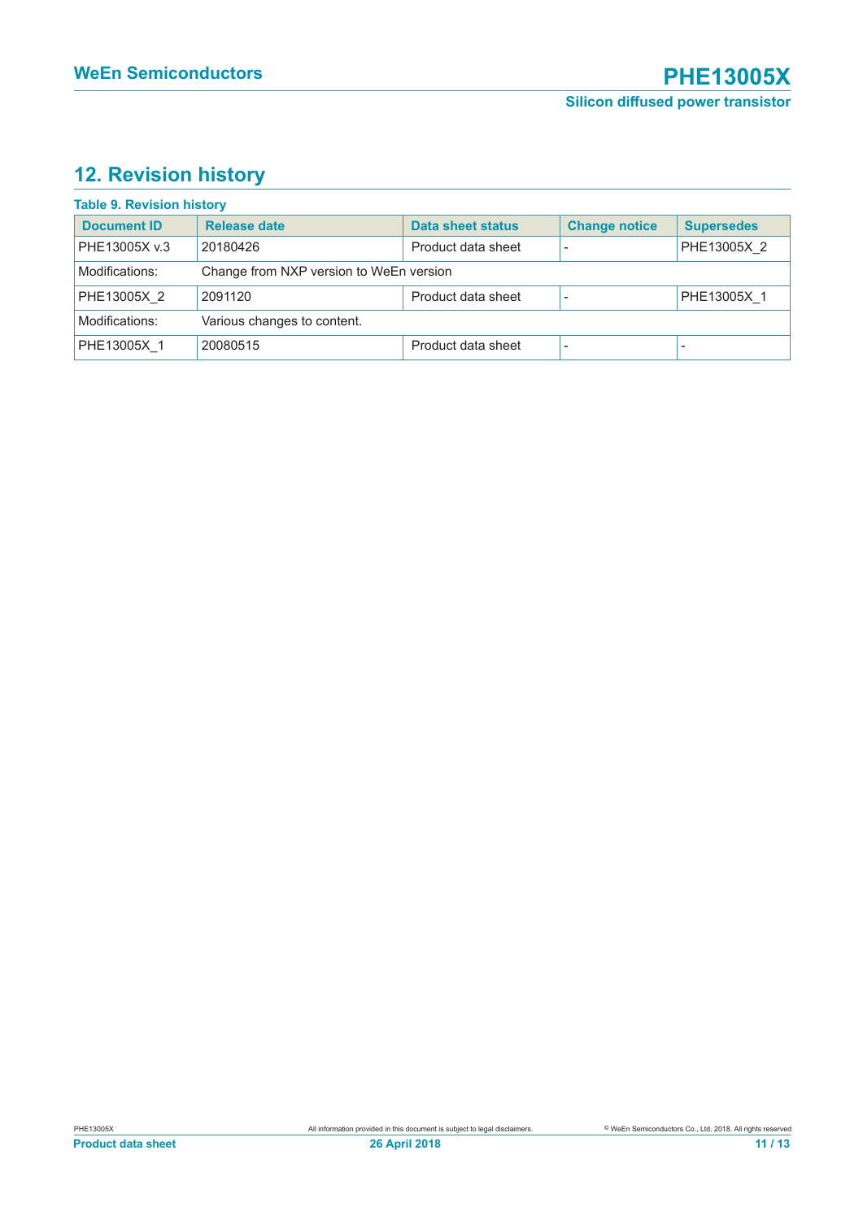## 12. Revision history

**Table 9. Revision history**

| Document ID | Release date | Data sheet status | Change notice | Supersedes |
|---|---|---|---|---|
| PHE13005X v.3 | 20180426 | Product data sheet | - | PHE13005X_2 |
| Modifications: | Change from NXP version to WeEn version | | | |
| PHE13005X_2 | 2091120 | Product data sheet | - | PHE13005X_1 |
| Modifications: | Various changes to content. | | | |
| PHE13005X_1 | 20080515 | Product data sheet | - | - |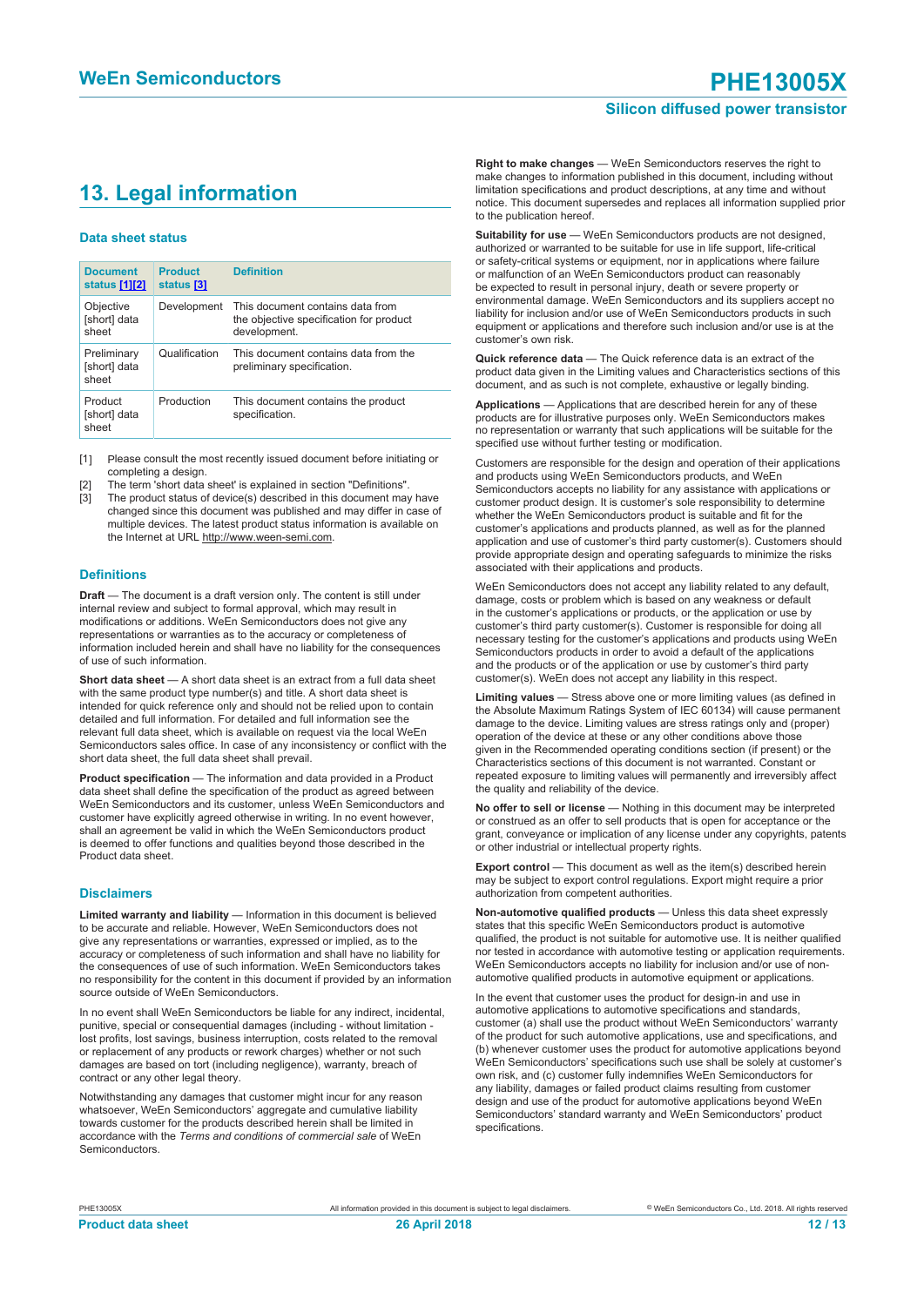## 13. Legal information

### Data sheet status

| Document status [1][2] | Product status [3] | Definition |
|---|---|---|
| Objective [short] data sheet | Development | This document contains data from the objective specification for product development. |
| Preliminary [short] data sheet | Qualification | This document contains data from the preliminary specification. |
| Product [short] data sheet | Production | This document contains the product specification. |

[1] Please consult the most recently issued document before initiating or completing a design.
[2] The term 'short data sheet' is explained in section "Definitions".
[3] The product status of device(s) described in this document may have changed since this document was published and may differ in case of multiple devices. The latest product status information is available on the Internet at URL http://www.ween-semi.com.

### Definitions

**Draft** — The document is a draft version only. The content is still under internal review and subject to formal approval, which may result in modifications or additions. WeEn Semiconductors does not give any representations or warranties as to the accuracy or completeness of information included herein and shall have no liability for the consequences of use of such information.

**Short data sheet** — A short data sheet is an extract from a full data sheet with the same product type number(s) and title. A short data sheet is intended for quick reference only and should not be relied upon to contain detailed and full information. For detailed and full information see the relevant full data sheet, which is available on request via the local WeEn Semiconductors sales office. In case of any inconsistency or conflict with the short data sheet, the full data sheet shall prevail.

**Product specification** — The information and data provided in a Product data sheet shall define the specification of the product as agreed between WeEn Semiconductors and its customer, unless WeEn Semiconductors and customer have explicitly agreed otherwise in writing. In no event however, shall an agreement be valid in which the WeEn Semiconductors product is deemed to offer functions and qualities beyond those described in the Product data sheet.

### Disclaimers

**Limited warranty and liability** — Information in this document is believed to be accurate and reliable. However, WeEn Semiconductors does not give any representations or warranties, expressed or implied, as to the accuracy or completeness of such information and shall have no liability for the consequences of use of such information. WeEn Semiconductors takes no responsibility for the content in this document if provided by an information source outside of WeEn Semiconductors.

In no event shall WeEn Semiconductors be liable for any indirect, incidental, punitive, special or consequential damages (including - without limitation - lost profits, lost savings, business interruption, costs related to the removal or replacement of any products or rework charges) whether or not such damages are based on tort (including negligence), warranty, breach of contract or any other legal theory.

Notwithstanding any damages that customer might incur for any reason whatsoever, WeEn Semiconductors' aggregate and cumulative liability towards customer for the products described herein shall be limited in accordance with the *Terms and conditions of commercial sale* of WeEn Semiconductors.

**Right to make changes** — WeEn Semiconductors reserves the right to make changes to information published in this document, including without limitation specifications and product descriptions, at any time and without notice. This document supersedes and replaces all information supplied prior to the publication hereof.

**Suitability for use** — WeEn Semiconductors products are not designed, authorized or warranted to be suitable for use in life support, life-critical or safety-critical systems or equipment, nor in applications where failure or malfunction of an WeEn Semiconductors product can reasonably be expected to result in personal injury, death or severe property or environmental damage. WeEn Semiconductors and its suppliers accept no liability for inclusion and/or use of WeEn Semiconductors products in such equipment or applications and therefore such inclusion and/or use is at the customer's own risk.

**Quick reference data** — The Quick reference data is an extract of the product data given in the Limiting values and Characteristics sections of this document, and as such is not complete, exhaustive or legally binding.

**Applications** — Applications that are described herein for any of these products are for illustrative purposes only. WeEn Semiconductors makes no representation or warranty that such applications will be suitable for the specified use without further testing or modification.

Customers are responsible for the design and operation of their applications and products using WeEn Semiconductors products, and WeEn Semiconductors accepts no liability for any assistance with applications or customer product design. It is customer's sole responsibility to determine whether the WeEn Semiconductors product is suitable and fit for the customer's applications and products planned, as well as for the planned application and use of customer's third party customer(s). Customers should provide appropriate design and operating safeguards to minimize the risks associated with their applications and products.

WeEn Semiconductors does not accept any liability related to any default, damage, costs or problem which is based on any weakness or default in the customer's applications or products, or the application or use by customer's third party customer(s). Customer is responsible for doing all necessary testing for the customer's applications and products using WeEn Semiconductors products in order to avoid a default of the applications and the products or of the application or use by customer's third party customer(s). WeEn does not accept any liability in this respect.

**Limiting values** — Stress above one or more limiting values (as defined in the Absolute Maximum Ratings System of IEC 60134) will cause permanent damage to the device. Limiting values are stress ratings only and (proper) operation of the device at these or any other conditions above those given in the Recommended operating conditions section (if present) or the Characteristics sections of this document is not warranted. Constant or repeated exposure to limiting values will permanently and irreversibly affect the quality and reliability of the device.

**No offer to sell or license** — Nothing in this document may be interpreted or construed as an offer to sell products that is open for acceptance or the grant, conveyance or implication of any license under any copyrights, patents or other industrial or intellectual property rights.

**Export control** — This document as well as the item(s) described herein may be subject to export control regulations. Export might require a prior authorization from competent authorities.

**Non-automotive qualified products** — Unless this data sheet expressly states that this specific WeEn Semiconductors product is automotive qualified, the product is not suitable for automotive use. It is neither qualified nor tested in accordance with automotive testing or application requirements. WeEn Semiconductors accepts no liability for inclusion and/or use of non-automotive qualified products in automotive equipment or applications.

In the event that customer uses the product for design-in and use in automotive applications to automotive specifications and standards, customer (a) shall use the product without WeEn Semiconductors' warranty of the product for such automotive applications, use and specifications, and (b) whenever customer uses the product for automotive applications beyond WeEn Semiconductors' specifications such use shall be solely at customer's own risk, and (c) customer fully indemnifies WeEn Semiconductors for any liability, damages or failed product claims resulting from customer design and use of the product for automotive applications beyond WeEn Semiconductors' standard warranty and WeEn Semiconductors' product specifications.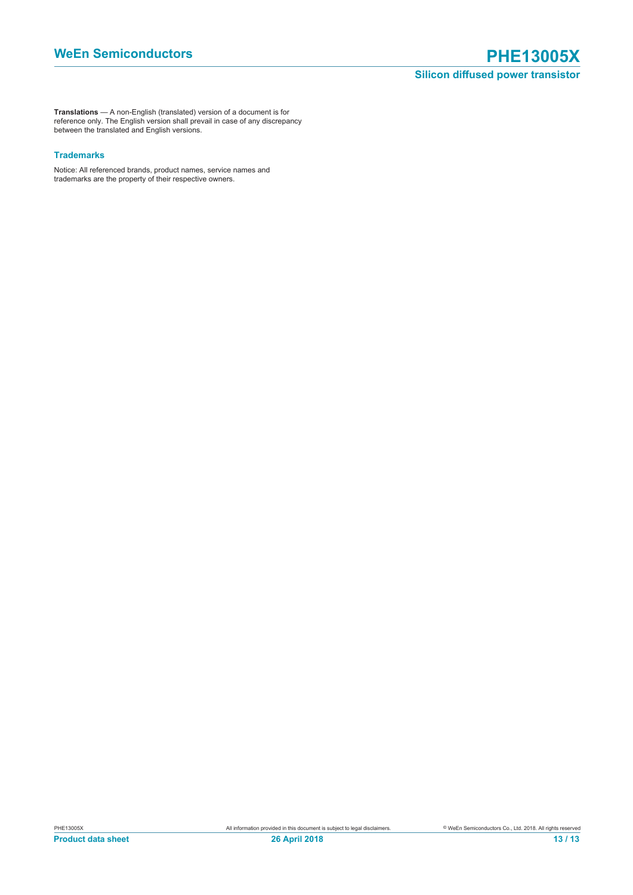**Translations** — A non-English (translated) version of a document is for reference only. The English version shall prevail in case of any discrepancy between the translated and English versions.

### Trademarks

Notice: All referenced brands, product names, service names and trademarks are the property of their respective owners.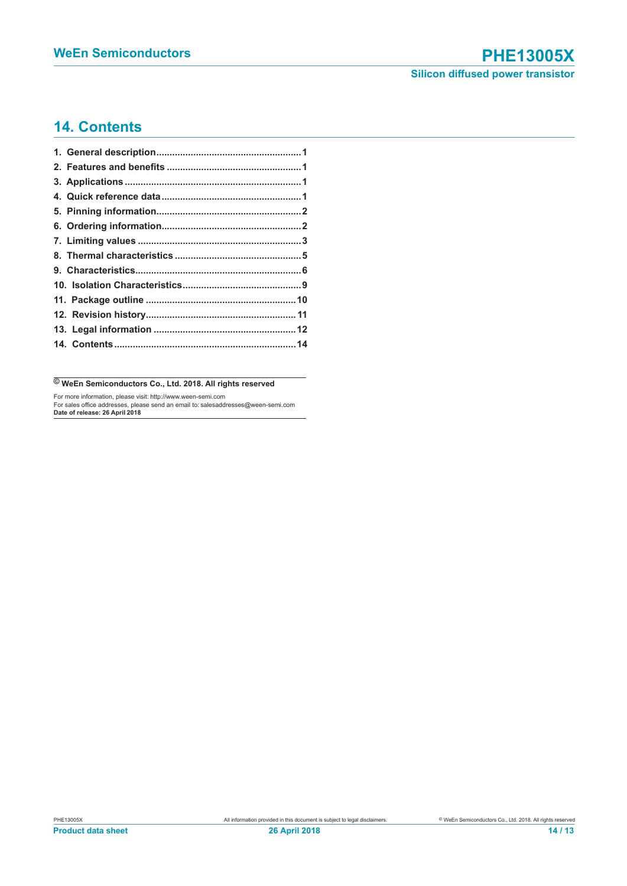## 14. Contents

1. General description ............................................ 1
2. Features and benefits ........................................ 1
3. Applications ........................................................ 1
4. Quick reference data .......................................... 1
5. Pinning information ............................................. 2
6. Ordering information ........................................... 2
7. Limiting values .................................................... 3
8. Thermal characteristics ...................................... 5
9. Characteristics ..................................................... 6
10. Isolation Characteristics ................................... 9
11. Package outline .............................................. 10
12. Revision history ............................................... 11
13. Legal information ............................................ 12
14. Contents ........................................................... 14

**© WeEn Semiconductors Co., Ltd. 2018. All rights reserved**

For more information, please visit: http://www.ween-semi.com
For sales office addresses, please send an email to: salesaddresses@ween-semi.com
**Date of release: 26 April 2018**